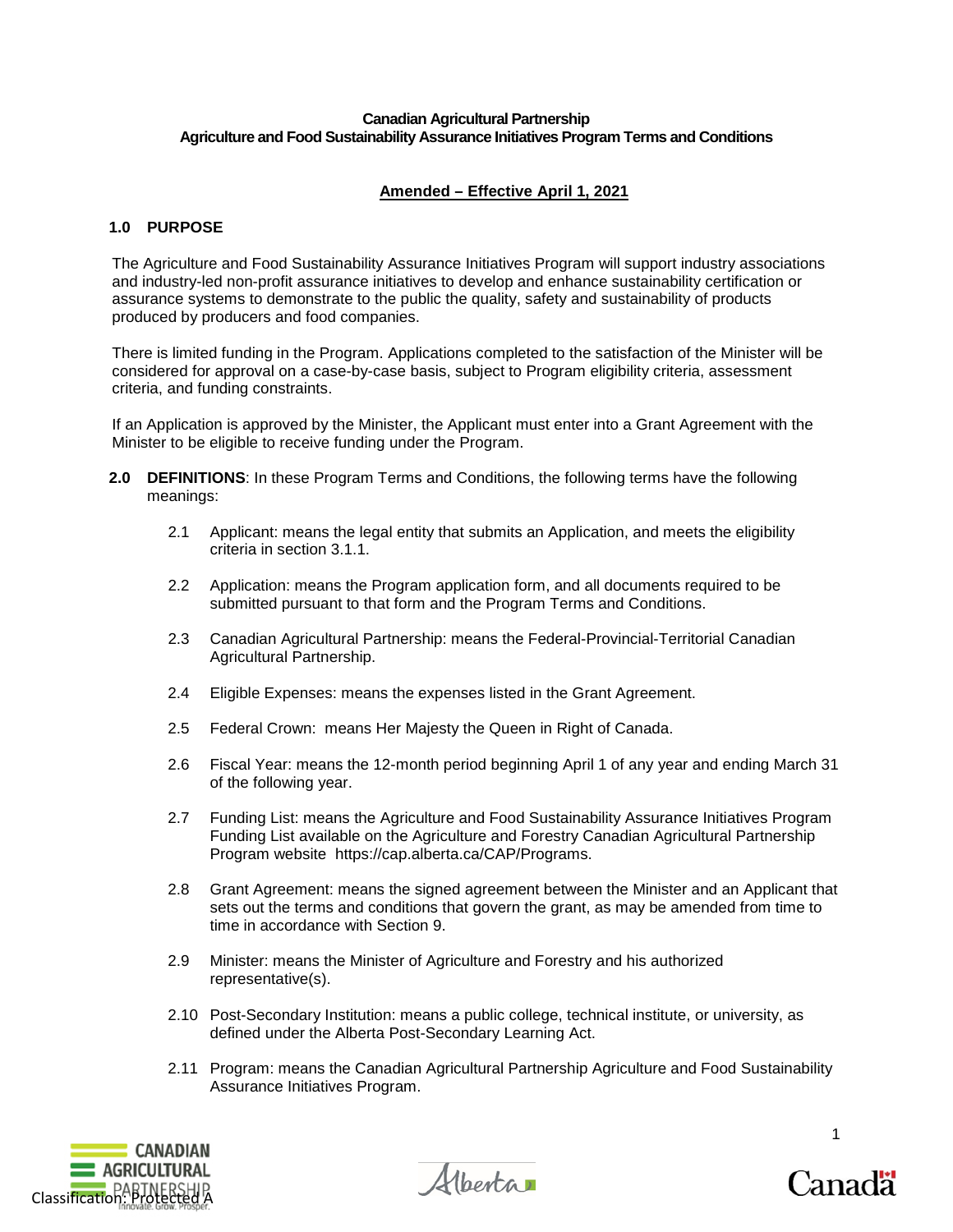**Canadian Agricultural Partnership**
**Agriculture and Food Sustainability Assurance Initiatives Program Terms and Conditions**

**Amended – Effective April 1, 2021**

## 1.0 PURPOSE

The Agriculture and Food Sustainability Assurance Initiatives Program will support industry associations and industry-led non-profit assurance initiatives to develop and enhance sustainability certification or assurance systems to demonstrate to the public the quality, safety and sustainability of products produced by producers and food companies.

There is limited funding in the Program. Applications completed to the satisfaction of the Minister will be considered for approval on a case-by-case basis, subject to Program eligibility criteria, assessment criteria, and funding constraints.

If an Application is approved by the Minister, the Applicant must enter into a Grant Agreement with the Minister to be eligible to receive funding under the Program.

## 2.0 DEFINITIONS: In these Program Terms and Conditions, the following terms have the following meanings:

2.1 Applicant: means the legal entity that submits an Application, and meets the eligibility criteria in section 3.1.1.

2.2 Application: means the Program application form, and all documents required to be submitted pursuant to that form and the Program Terms and Conditions.

2.3 Canadian Agricultural Partnership: means the Federal-Provincial-Territorial Canadian Agricultural Partnership.

2.4 Eligible Expenses: means the expenses listed in the Grant Agreement.

2.5 Federal Crown: means Her Majesty the Queen in Right of Canada.

2.6 Fiscal Year: means the 12-month period beginning April 1 of any year and ending March 31 of the following year.

2.7 Funding List: means the Agriculture and Food Sustainability Assurance Initiatives Program Funding List available on the Agriculture and Forestry Canadian Agricultural Partnership Program website https://cap.alberta.ca/CAP/Programs.

2.8 Grant Agreement: means the signed agreement between the Minister and an Applicant that sets out the terms and conditions that govern the grant, as may be amended from time to time in accordance with Section 9.

2.9 Minister: means the Minister of Agriculture and Forestry and his authorized representative(s).

2.10 Post-Secondary Institution: means a public college, technical institute, or university, as defined under the Alberta Post-Secondary Learning Act.

2.11 Program: means the Canadian Agricultural Partnership Agriculture and Food Sustainability Assurance Initiatives Program.

Classification: Protected A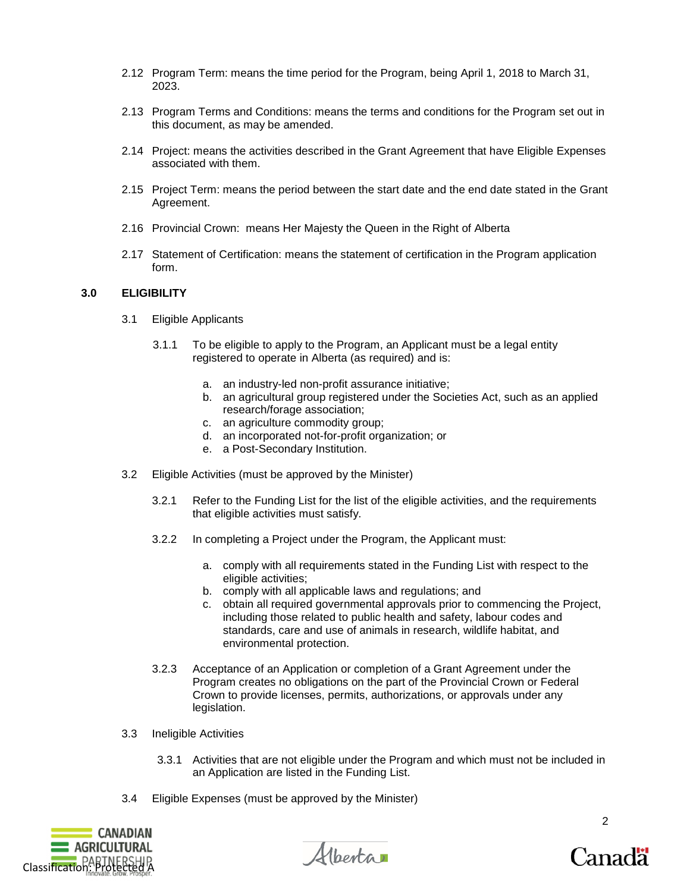2.12 Program Term: means the time period for the Program, being April 1, 2018 to March 31, 2023.

2.13 Program Terms and Conditions: means the terms and conditions for the Program set out in this document, as may be amended.

2.14 Project: means the activities described in the Grant Agreement that have Eligible Expenses associated with them.

2.15 Project Term: means the period between the start date and the end date stated in the Grant Agreement.

2.16 Provincial Crown: means Her Majesty the Queen in the Right of Alberta

2.17 Statement of Certification: means the statement of certification in the Program application form.

## 3.0 ELIGIBILITY

3.1 Eligible Applicants

3.1.1 To be eligible to apply to the Program, an Applicant must be a legal entity registered to operate in Alberta (as required) and is:

a. an industry-led non-profit assurance initiative;
b. an agricultural group registered under the Societies Act, such as an applied research/forage association;
c. an agriculture commodity group;
d. an incorporated not-for-profit organization; or
e. a Post-Secondary Institution.

3.2 Eligible Activities (must be approved by the Minister)

3.2.1 Refer to the Funding List for the list of the eligible activities, and the requirements that eligible activities must satisfy.

3.2.2 In completing a Project under the Program, the Applicant must:

a. comply with all requirements stated in the Funding List with respect to the eligible activities;
b. comply with all applicable laws and regulations; and
c. obtain all required governmental approvals prior to commencing the Project, including those related to public health and safety, labour codes and standards, care and use of animals in research, wildlife habitat, and environmental protection.

3.2.3 Acceptance of an Application or completion of a Grant Agreement under the Program creates no obligations on the part of the Provincial Crown or Federal Crown to provide licenses, permits, authorizations, or approvals under any legislation.

3.3 Ineligible Activities

3.3.1 Activities that are not eligible under the Program and which must not be included in an Application are listed in the Funding List.

3.4 Eligible Expenses (must be approved by the Minister)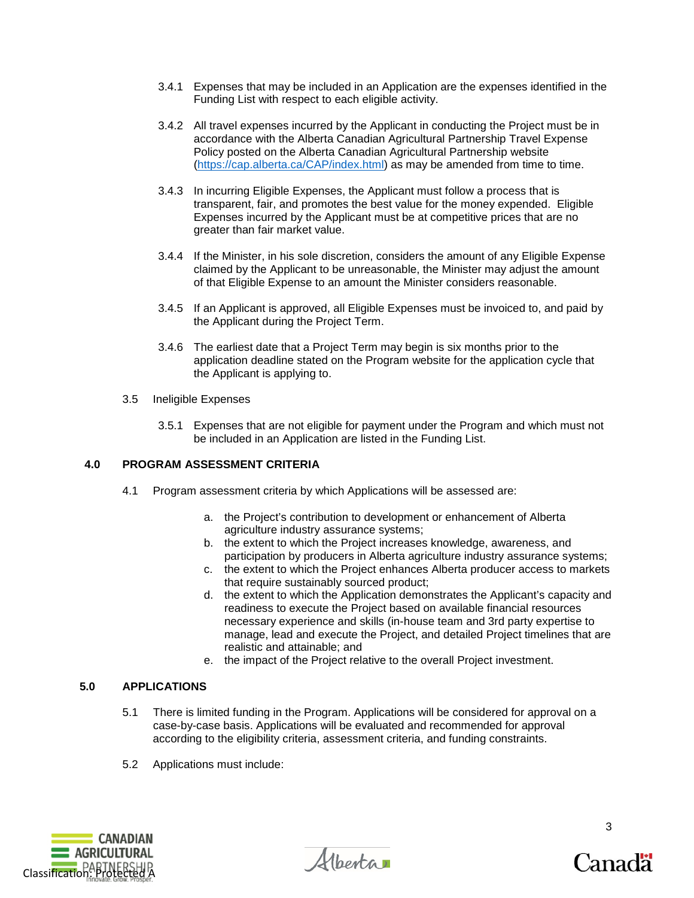3.4.1 Expenses that may be included in an Application are the expenses identified in the Funding List with respect to each eligible activity.

3.4.2 All travel expenses incurred by the Applicant in conducting the Project must be in accordance with the Alberta Canadian Agricultural Partnership Travel Expense Policy posted on the Alberta Canadian Agricultural Partnership website (https://cap.alberta.ca/CAP/index.html) as may be amended from time to time.

3.4.3 In incurring Eligible Expenses, the Applicant must follow a process that is transparent, fair, and promotes the best value for the money expended. Eligible Expenses incurred by the Applicant must be at competitive prices that are no greater than fair market value.

3.4.4 If the Minister, in his sole discretion, considers the amount of any Eligible Expense claimed by the Applicant to be unreasonable, the Minister may adjust the amount of that Eligible Expense to an amount the Minister considers reasonable.

3.4.5 If an Applicant is approved, all Eligible Expenses must be invoiced to, and paid by the Applicant during the Project Term.

3.4.6 The earliest date that a Project Term may begin is six months prior to the application deadline stated on the Program website for the application cycle that the Applicant is applying to.

3.5 Ineligible Expenses

3.5.1 Expenses that are not eligible for payment under the Program and which must not be included in an Application are listed in the Funding List.

## 4.0 PROGRAM ASSESSMENT CRITERIA

4.1 Program assessment criteria by which Applications will be assessed are:

a. the Project's contribution to development or enhancement of Alberta agriculture industry assurance systems;
b. the extent to which the Project increases knowledge, awareness, and participation by producers in Alberta agriculture industry assurance systems;
c. the extent to which the Project enhances Alberta producer access to markets that require sustainably sourced product;
d. the extent to which the Application demonstrates the Applicant's capacity and readiness to execute the Project based on available financial resources necessary experience and skills (in-house team and 3rd party expertise to manage, lead and execute the Project, and detailed Project timelines that are realistic and attainable; and
e. the impact of the Project relative to the overall Project investment.

## 5.0 APPLICATIONS

5.1 There is limited funding in the Program. Applications will be considered for approval on a case-by-case basis. Applications will be evaluated and recommended for approval according to the eligibility criteria, assessment criteria, and funding constraints.

5.2 Applications must include: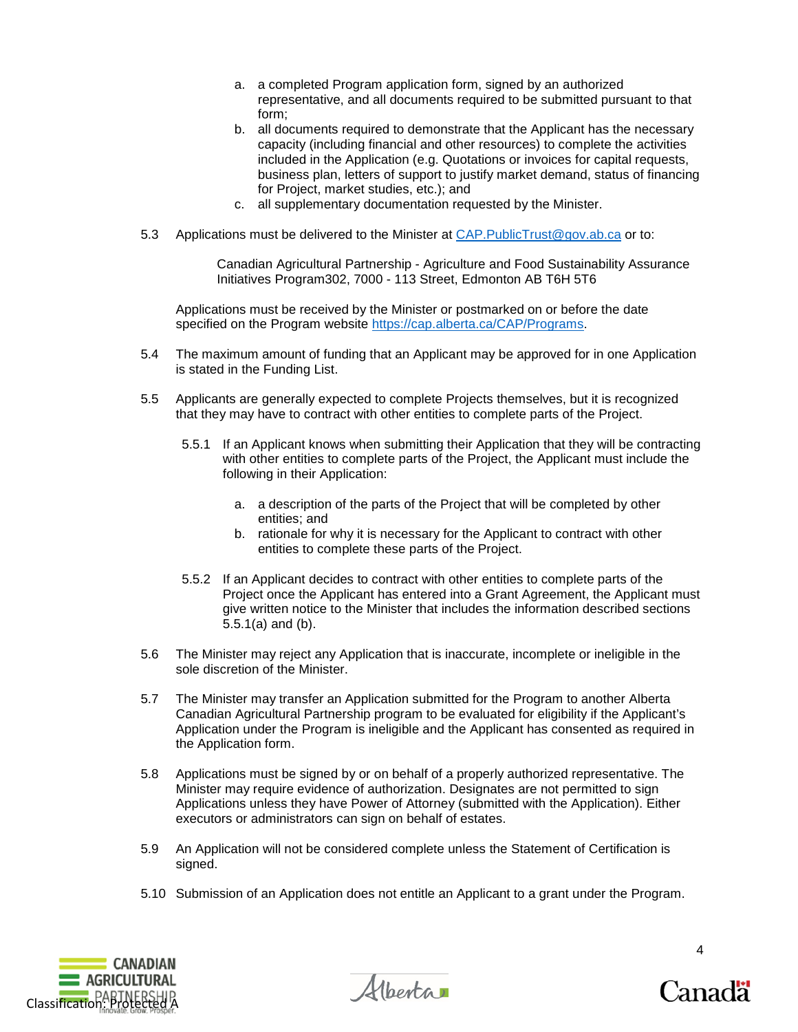a. a completed Program application form, signed by an authorized representative, and all documents required to be submitted pursuant to that form;
b. all documents required to demonstrate that the Applicant has the necessary capacity (including financial and other resources) to complete the activities included in the Application (e.g. Quotations or invoices for capital requests, business plan, letters of support to justify market demand, status of financing for Project, market studies, etc.); and
c. all supplementary documentation requested by the Minister.

5.3 Applications must be delivered to the Minister at CAP.PublicTrust@gov.ab.ca or to:

> Canadian Agricultural Partnership - Agriculture and Food Sustainability Assurance Initiatives Program302, 7000 - 113 Street, Edmonton AB T6H 5T6

Applications must be received by the Minister or postmarked on or before the date specified on the Program website https://cap.alberta.ca/CAP/Programs.

5.4 The maximum amount of funding that an Applicant may be approved for in one Application is stated in the Funding List.

5.5 Applicants are generally expected to complete Projects themselves, but it is recognized that they may have to contract with other entities to complete parts of the Project.

5.5.1 If an Applicant knows when submitting their Application that they will be contracting with other entities to complete parts of the Project, the Applicant must include the following in their Application:

a. a description of the parts of the Project that will be completed by other entities; and
b. rationale for why it is necessary for the Applicant to contract with other entities to complete these parts of the Project.

5.5.2 If an Applicant decides to contract with other entities to complete parts of the Project once the Applicant has entered into a Grant Agreement, the Applicant must give written notice to the Minister that includes the information described sections 5.5.1(a) and (b).

5.6 The Minister may reject any Application that is inaccurate, incomplete or ineligible in the sole discretion of the Minister.

5.7 The Minister may transfer an Application submitted for the Program to another Alberta Canadian Agricultural Partnership program to be evaluated for eligibility if the Applicant's Application under the Program is ineligible and the Applicant has consented as required in the Application form.

5.8 Applications must be signed by or on behalf of a properly authorized representative. The Minister may require evidence of authorization. Designates are not permitted to sign Applications unless they have Power of Attorney (submitted with the Application). Either executors or administrators can sign on behalf of estates.

5.9 An Application will not be considered complete unless the Statement of Certification is signed.

5.10 Submission of an Application does not entitle an Applicant to a grant under the Program.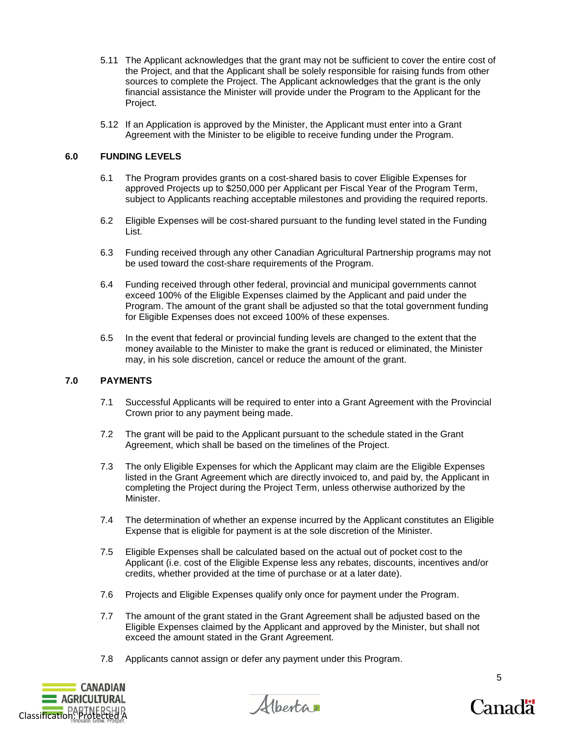5.11 The Applicant acknowledges that the grant may not be sufficient to cover the entire cost of the Project, and that the Applicant shall be solely responsible for raising funds from other sources to complete the Project. The Applicant acknowledges that the grant is the only financial assistance the Minister will provide under the Program to the Applicant for the Project.

5.12 If an Application is approved by the Minister, the Applicant must enter into a Grant Agreement with the Minister to be eligible to receive funding under the Program.

## 6.0 FUNDING LEVELS

6.1 The Program provides grants on a cost-shared basis to cover Eligible Expenses for approved Projects up to $250,000 per Applicant per Fiscal Year of the Program Term, subject to Applicants reaching acceptable milestones and providing the required reports.

6.2 Eligible Expenses will be cost-shared pursuant to the funding level stated in the Funding List.

6.3 Funding received through any other Canadian Agricultural Partnership programs may not be used toward the cost-share requirements of the Program.

6.4 Funding received through other federal, provincial and municipal governments cannot exceed 100% of the Eligible Expenses claimed by the Applicant and paid under the Program. The amount of the grant shall be adjusted so that the total government funding for Eligible Expenses does not exceed 100% of these expenses.

6.5 In the event that federal or provincial funding levels are changed to the extent that the money available to the Minister to make the grant is reduced or eliminated, the Minister may, in his sole discretion, cancel or reduce the amount of the grant.

## 7.0 PAYMENTS

7.1 Successful Applicants will be required to enter into a Grant Agreement with the Provincial Crown prior to any payment being made.

7.2 The grant will be paid to the Applicant pursuant to the schedule stated in the Grant Agreement, which shall be based on the timelines of the Project.

7.3 The only Eligible Expenses for which the Applicant may claim are the Eligible Expenses listed in the Grant Agreement which are directly invoiced to, and paid by, the Applicant in completing the Project during the Project Term, unless otherwise authorized by the Minister.

7.4 The determination of whether an expense incurred by the Applicant constitutes an Eligible Expense that is eligible for payment is at the sole discretion of the Minister.

7.5 Eligible Expenses shall be calculated based on the actual out of pocket cost to the Applicant (i.e. cost of the Eligible Expense less any rebates, discounts, incentives and/or credits, whether provided at the time of purchase or at a later date).

7.6 Projects and Eligible Expenses qualify only once for payment under the Program.

7.7 The amount of the grant stated in the Grant Agreement shall be adjusted based on the Eligible Expenses claimed by the Applicant and approved by the Minister, but shall not exceed the amount stated in the Grant Agreement.

7.8 Applicants cannot assign or defer any payment under this Program.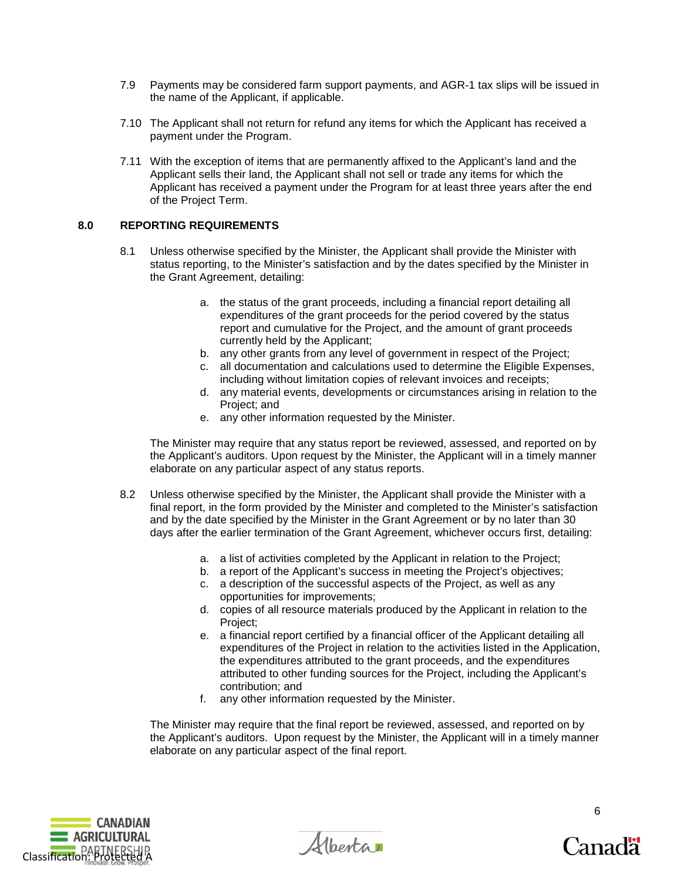7.9 Payments may be considered farm support payments, and AGR-1 tax slips will be issued in the name of the Applicant, if applicable.

7.10 The Applicant shall not return for refund any items for which the Applicant has received a payment under the Program.

7.11 With the exception of items that are permanently affixed to the Applicant's land and the Applicant sells their land, the Applicant shall not sell or trade any items for which the Applicant has received a payment under the Program for at least three years after the end of the Project Term.

## 8.0 REPORTING REQUIREMENTS

8.1 Unless otherwise specified by the Minister, the Applicant shall provide the Minister with status reporting, to the Minister's satisfaction and by the dates specified by the Minister in the Grant Agreement, detailing:

a. the status of the grant proceeds, including a financial report detailing all expenditures of the grant proceeds for the period covered by the status report and cumulative for the Project, and the amount of grant proceeds currently held by the Applicant;
b. any other grants from any level of government in respect of the Project;
c. all documentation and calculations used to determine the Eligible Expenses, including without limitation copies of relevant invoices and receipts;
d. any material events, developments or circumstances arising in relation to the Project; and
e. any other information requested by the Minister.

The Minister may require that any status report be reviewed, assessed, and reported on by the Applicant's auditors. Upon request by the Minister, the Applicant will in a timely manner elaborate on any particular aspect of any status reports.

8.2 Unless otherwise specified by the Minister, the Applicant shall provide the Minister with a final report, in the form provided by the Minister and completed to the Minister's satisfaction and by the date specified by the Minister in the Grant Agreement or by no later than 30 days after the earlier termination of the Grant Agreement, whichever occurs first, detailing:

a. a list of activities completed by the Applicant in relation to the Project;
b. a report of the Applicant's success in meeting the Project's objectives;
c. a description of the successful aspects of the Project, as well as any opportunities for improvements;
d. copies of all resource materials produced by the Applicant in relation to the Project;
e. a financial report certified by a financial officer of the Applicant detailing all expenditures of the Project in relation to the activities listed in the Application, the expenditures attributed to the grant proceeds, and the expenditures attributed to other funding sources for the Project, including the Applicant's contribution; and
f. any other information requested by the Minister.

The Minister may require that the final report be reviewed, assessed, and reported on by the Applicant's auditors. Upon request by the Minister, the Applicant will in a timely manner elaborate on any particular aspect of the final report.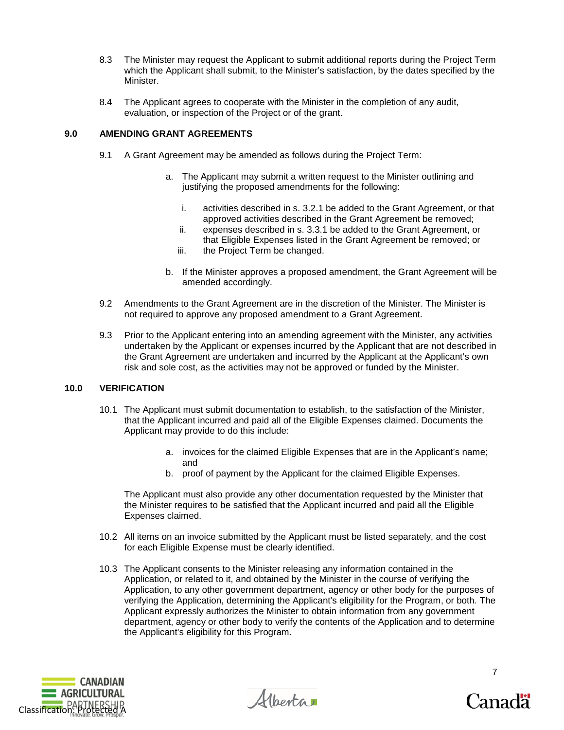8.3 The Minister may request the Applicant to submit additional reports during the Project Term which the Applicant shall submit, to the Minister's satisfaction, by the dates specified by the Minister.

8.4 The Applicant agrees to cooperate with the Minister in the completion of any audit, evaluation, or inspection of the Project or of the grant.

## 9.0 AMENDING GRANT AGREEMENTS

9.1 A Grant Agreement may be amended as follows during the Project Term:

a. The Applicant may submit a written request to the Minister outlining and justifying the proposed amendments for the following:

   i. activities described in s. 3.2.1 be added to the Grant Agreement, or that approved activities described in the Grant Agreement be removed;
   
   ii. expenses described in s. 3.3.1 be added to the Grant Agreement, or that Eligible Expenses listed in the Grant Agreement be removed; or
   
   iii. the Project Term be changed.

b. If the Minister approves a proposed amendment, the Grant Agreement will be amended accordingly.

9.2 Amendments to the Grant Agreement are in the discretion of the Minister. The Minister is not required to approve any proposed amendment to a Grant Agreement.

9.3 Prior to the Applicant entering into an amending agreement with the Minister, any activities undertaken by the Applicant or expenses incurred by the Applicant that are not described in the Grant Agreement are undertaken and incurred by the Applicant at the Applicant's own risk and sole cost, as the activities may not be approved or funded by the Minister.

## 10.0 VERIFICATION

10.1 The Applicant must submit documentation to establish, to the satisfaction of the Minister, that the Applicant incurred and paid all of the Eligible Expenses claimed. Documents the Applicant may provide to do this include:

a. invoices for the claimed Eligible Expenses that are in the Applicant's name; and

b. proof of payment by the Applicant for the claimed Eligible Expenses.

The Applicant must also provide any other documentation requested by the Minister that the Minister requires to be satisfied that the Applicant incurred and paid all the Eligible Expenses claimed.

10.2 All items on an invoice submitted by the Applicant must be listed separately, and the cost for each Eligible Expense must be clearly identified.

10.3 The Applicant consents to the Minister releasing any information contained in the Application, or related to it, and obtained by the Minister in the course of verifying the Application, to any other government department, agency or other body for the purposes of verifying the Application, determining the Applicant's eligibility for the Program, or both. The Applicant expressly authorizes the Minister to obtain information from any government department, agency or other body to verify the contents of the Application and to determine the Applicant's eligibility for this Program.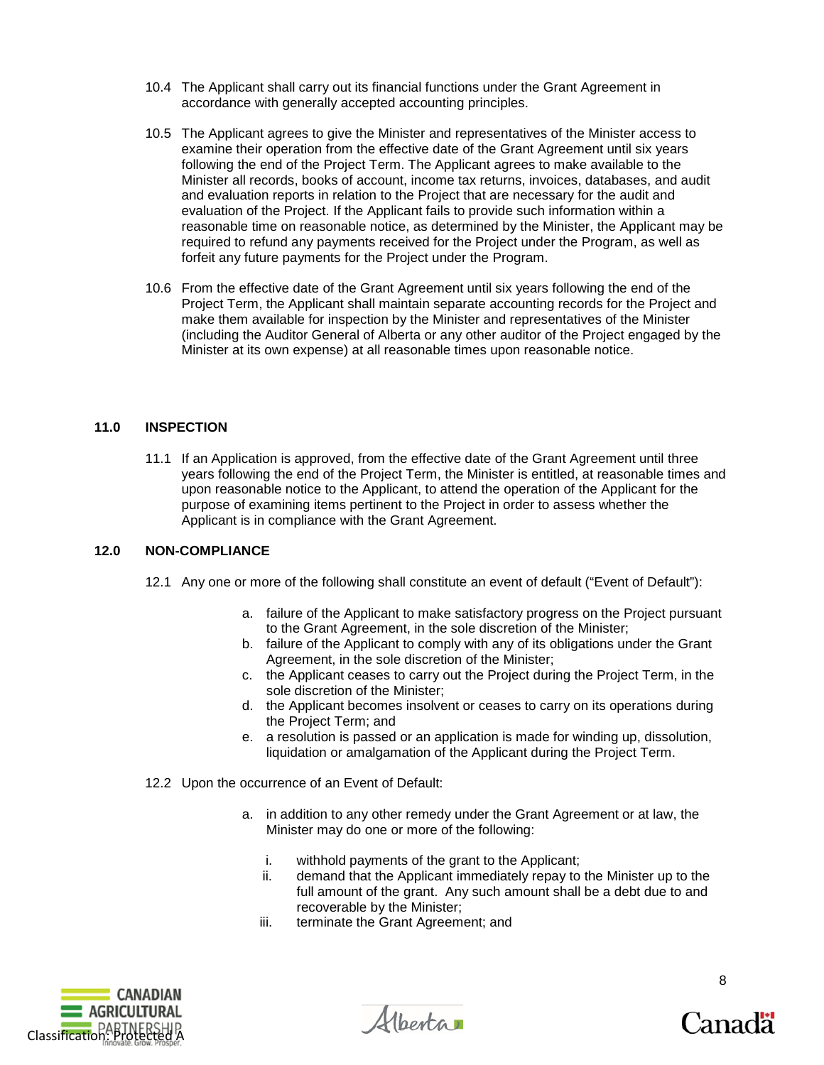10.4 The Applicant shall carry out its financial functions under the Grant Agreement in accordance with generally accepted accounting principles.

10.5 The Applicant agrees to give the Minister and representatives of the Minister access to examine their operation from the effective date of the Grant Agreement until six years following the end of the Project Term. The Applicant agrees to make available to the Minister all records, books of account, income tax returns, invoices, databases, and audit and evaluation reports in relation to the Project that are necessary for the audit and evaluation of the Project. If the Applicant fails to provide such information within a reasonable time on reasonable notice, as determined by the Minister, the Applicant may be required to refund any payments received for the Project under the Program, as well as forfeit any future payments for the Project under the Program.

10.6 From the effective date of the Grant Agreement until six years following the end of the Project Term, the Applicant shall maintain separate accounting records for the Project and make them available for inspection by the Minister and representatives of the Minister (including the Auditor General of Alberta or any other auditor of the Project engaged by the Minister at its own expense) at all reasonable times upon reasonable notice.

## 11.0 INSPECTION

11.1 If an Application is approved, from the effective date of the Grant Agreement until three years following the end of the Project Term, the Minister is entitled, at reasonable times and upon reasonable notice to the Applicant, to attend the operation of the Applicant for the purpose of examining items pertinent to the Project in order to assess whether the Applicant is in compliance with the Grant Agreement.

## 12.0 NON-COMPLIANCE

12.1 Any one or more of the following shall constitute an event of default ("Event of Default"):

a. failure of the Applicant to make satisfactory progress on the Project pursuant to the Grant Agreement, in the sole discretion of the Minister;
b. failure of the Applicant to comply with any of its obligations under the Grant Agreement, in the sole discretion of the Minister;
c. the Applicant ceases to carry out the Project during the Project Term, in the sole discretion of the Minister;
d. the Applicant becomes insolvent or ceases to carry on its operations during the Project Term; and
e. a resolution is passed or an application is made for winding up, dissolution, liquidation or amalgamation of the Applicant during the Project Term.

12.2 Upon the occurrence of an Event of Default:

a. in addition to any other remedy under the Grant Agreement or at law, the Minister may do one or more of the following:

   i. withhold payments of the grant to the Applicant;
   ii. demand that the Applicant immediately repay to the Minister up to the full amount of the grant. Any such amount shall be a debt due to and recoverable by the Minister;
   iii. terminate the Grant Agreement; and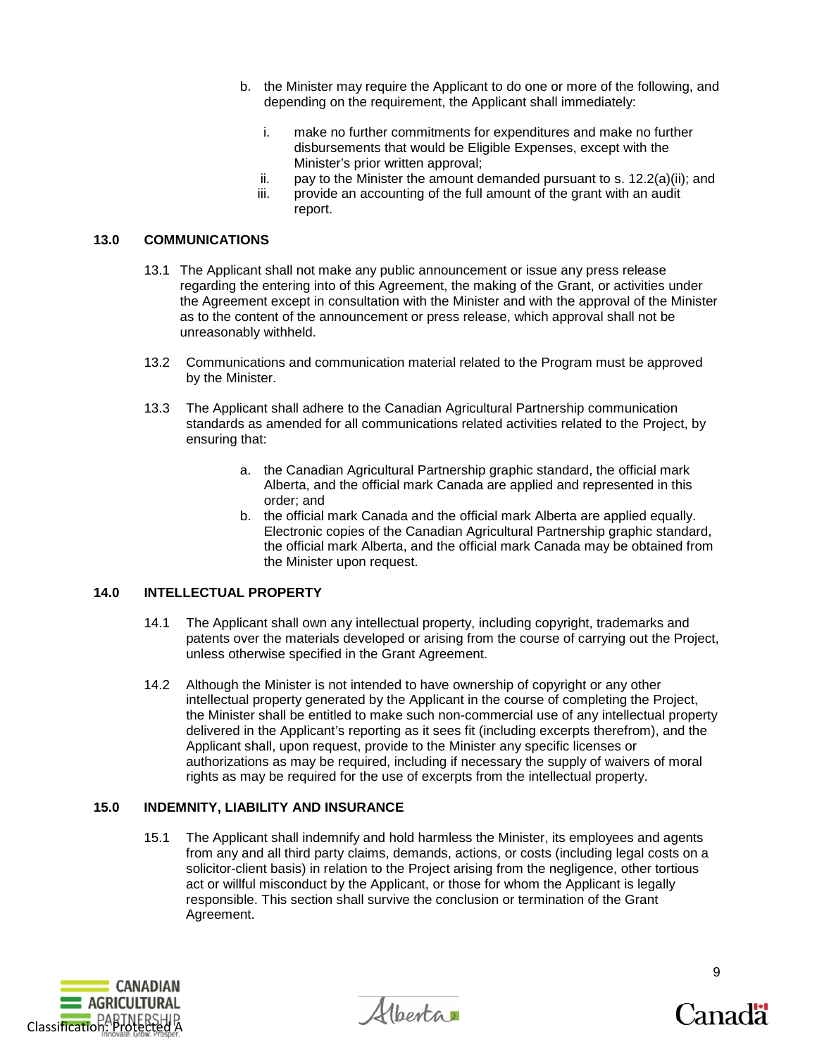b. the Minister may require the Applicant to do one or more of the following, and depending on the requirement, the Applicant shall immediately:

   i. make no further commitments for expenditures and make no further disbursements that would be Eligible Expenses, except with the Minister's prior written approval;
   ii. pay to the Minister the amount demanded pursuant to s. 12.2(a)(ii); and
   iii. provide an accounting of the full amount of the grant with an audit report.

## 13.0 COMMUNICATIONS

13.1 The Applicant shall not make any public announcement or issue any press release regarding the entering into of this Agreement, the making of the Grant, or activities under the Agreement except in consultation with the Minister and with the approval of the Minister as to the content of the announcement or press release, which approval shall not be unreasonably withheld.

13.2 Communications and communication material related to the Program must be approved by the Minister.

13.3 The Applicant shall adhere to the Canadian Agricultural Partnership communication standards as amended for all communications related activities related to the Project, by ensuring that:

a. the Canadian Agricultural Partnership graphic standard, the official mark Alberta, and the official mark Canada are applied and represented in this order; and
b. the official mark Canada and the official mark Alberta are applied equally. Electronic copies of the Canadian Agricultural Partnership graphic standard, the official mark Alberta, and the official mark Canada may be obtained from the Minister upon request.

## 14.0 INTELLECTUAL PROPERTY

14.1 The Applicant shall own any intellectual property, including copyright, trademarks and patents over the materials developed or arising from the course of carrying out the Project, unless otherwise specified in the Grant Agreement.

14.2 Although the Minister is not intended to have ownership of copyright or any other intellectual property generated by the Applicant in the course of completing the Project, the Minister shall be entitled to make such non-commercial use of any intellectual property delivered in the Applicant's reporting as it sees fit (including excerpts therefrom), and the Applicant shall, upon request, provide to the Minister any specific licenses or authorizations as may be required, including if necessary the supply of waivers of moral rights as may be required for the use of excerpts from the intellectual property.

## 15.0 INDEMNITY, LIABILITY AND INSURANCE

15.1 The Applicant shall indemnify and hold harmless the Minister, its employees and agents from any and all third party claims, demands, actions, or costs (including legal costs on a solicitor-client basis) in relation to the Project arising from the negligence, other tortious act or willful misconduct by the Applicant, or those for whom the Applicant is legally responsible. This section shall survive the conclusion or termination of the Grant Agreement.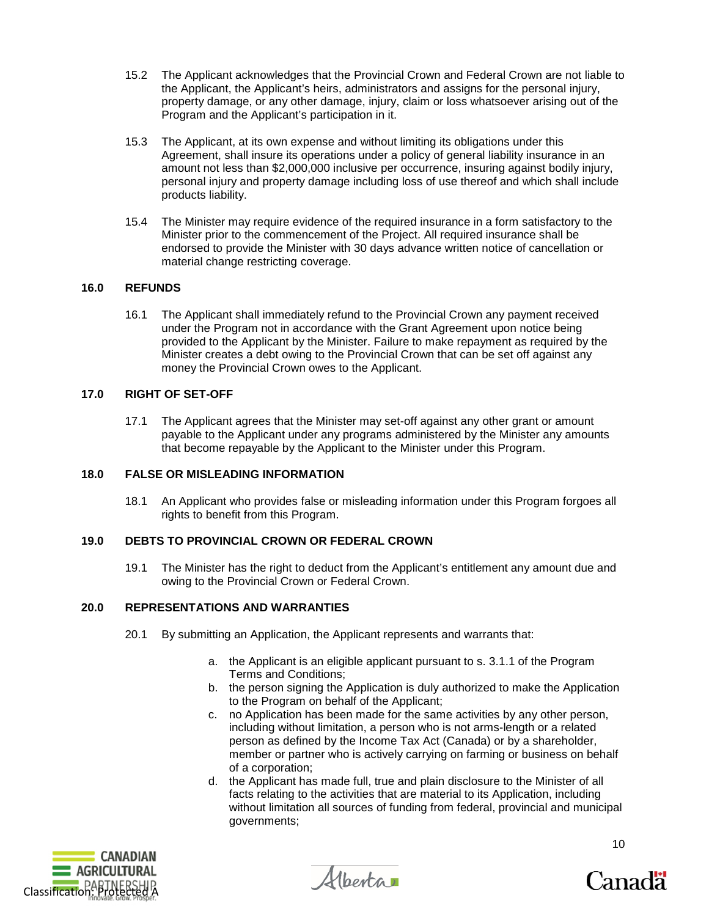15.2 The Applicant acknowledges that the Provincial Crown and Federal Crown are not liable to the Applicant, the Applicant's heirs, administrators and assigns for the personal injury, property damage, or any other damage, injury, claim or loss whatsoever arising out of the Program and the Applicant's participation in it.

15.3 The Applicant, at its own expense and without limiting its obligations under this Agreement, shall insure its operations under a policy of general liability insurance in an amount not less than $2,000,000 inclusive per occurrence, insuring against bodily injury, personal injury and property damage including loss of use thereof and which shall include products liability.

15.4 The Minister may require evidence of the required insurance in a form satisfactory to the Minister prior to the commencement of the Project. All required insurance shall be endorsed to provide the Minister with 30 days advance written notice of cancellation or material change restricting coverage.

## 16.0 REFUNDS

16.1 The Applicant shall immediately refund to the Provincial Crown any payment received under the Program not in accordance with the Grant Agreement upon notice being provided to the Applicant by the Minister. Failure to make repayment as required by the Minister creates a debt owing to the Provincial Crown that can be set off against any money the Provincial Crown owes to the Applicant.

## 17.0 RIGHT OF SET-OFF

17.1 The Applicant agrees that the Minister may set-off against any other grant or amount payable to the Applicant under any programs administered by the Minister any amounts that become repayable by the Applicant to the Minister under this Program.

## 18.0 FALSE OR MISLEADING INFORMATION

18.1 An Applicant who provides false or misleading information under this Program forgoes all rights to benefit from this Program.

## 19.0 DEBTS TO PROVINCIAL CROWN OR FEDERAL CROWN

19.1 The Minister has the right to deduct from the Applicant's entitlement any amount due and owing to the Provincial Crown or Federal Crown.

## 20.0 REPRESENTATIONS AND WARRANTIES

20.1 By submitting an Application, the Applicant represents and warrants that:

a. the Applicant is an eligible applicant pursuant to s. 3.1.1 of the Program Terms and Conditions;
b. the person signing the Application is duly authorized to make the Application to the Program on behalf of the Applicant;
c. no Application has been made for the same activities by any other person, including without limitation, a person who is not arms-length or a related person as defined by the Income Tax Act (Canada) or by a shareholder, member or partner who is actively carrying on farming or business on behalf of a corporation;
d. the Applicant has made full, true and plain disclosure to the Minister of all facts relating to the activities that are material to its Application, including without limitation all sources of funding from federal, provincial and municipal governments;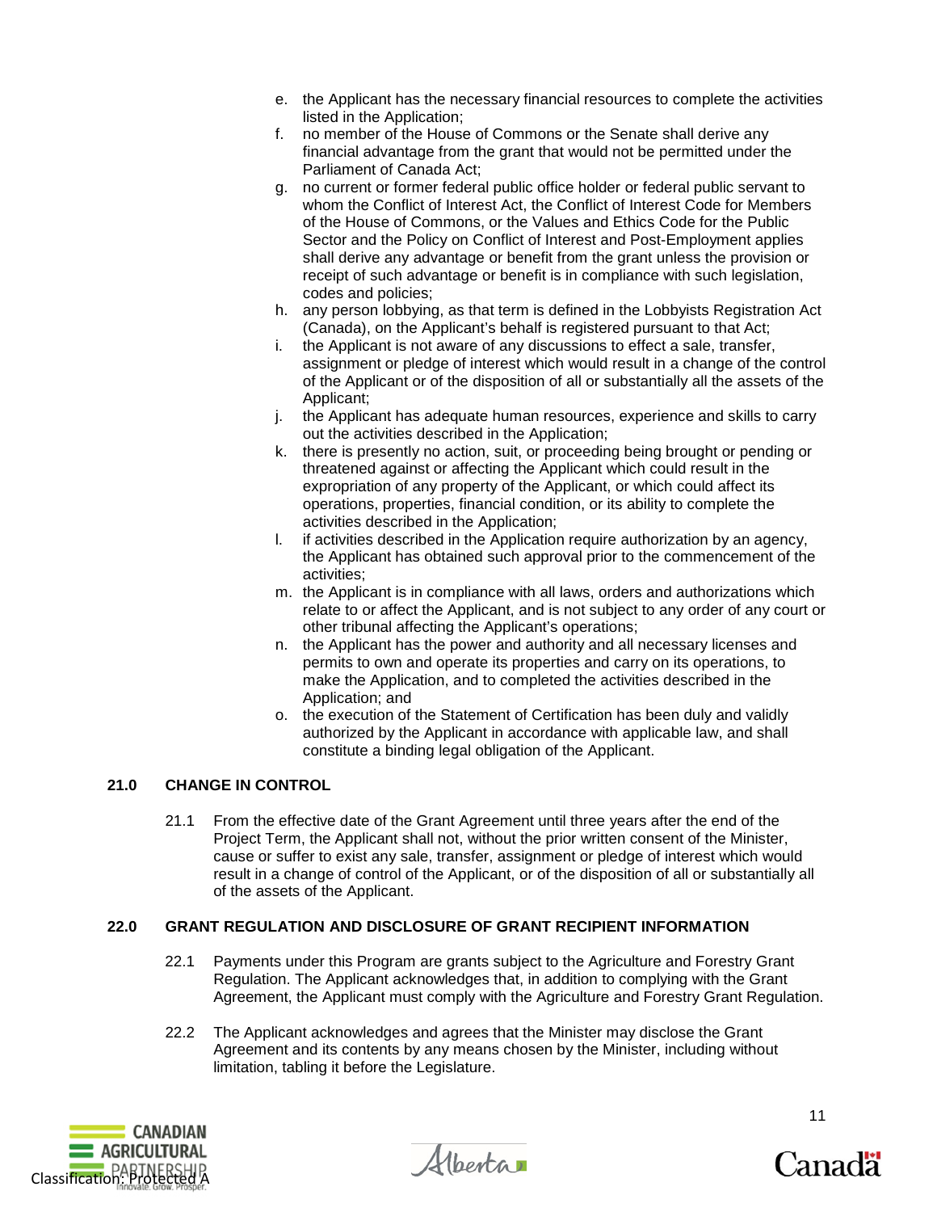e. the Applicant has the necessary financial resources to complete the activities listed in the Application;
f. no member of the House of Commons or the Senate shall derive any financial advantage from the grant that would not be permitted under the Parliament of Canada Act;
g. no current or former federal public office holder or federal public servant to whom the Conflict of Interest Act, the Conflict of Interest Code for Members of the House of Commons, or the Values and Ethics Code for the Public Sector and the Policy on Conflict of Interest and Post-Employment applies shall derive any advantage or benefit from the grant unless the provision or receipt of such advantage or benefit is in compliance with such legislation, codes and policies;
h. any person lobbying, as that term is defined in the Lobbyists Registration Act (Canada), on the Applicant's behalf is registered pursuant to that Act;
i. the Applicant is not aware of any discussions to effect a sale, transfer, assignment or pledge of interest which would result in a change of the control of the Applicant or of the disposition of all or substantially all the assets of the Applicant;
j. the Applicant has adequate human resources, experience and skills to carry out the activities described in the Application;
k. there is presently no action, suit, or proceeding being brought or pending or threatened against or affecting the Applicant which could result in the expropriation of any property of the Applicant, or which could affect its operations, properties, financial condition, or its ability to complete the activities described in the Application;
l. if activities described in the Application require authorization by an agency, the Applicant has obtained such approval prior to the commencement of the activities;
m. the Applicant is in compliance with all laws, orders and authorizations which relate to or affect the Applicant, and is not subject to any order of any court or other tribunal affecting the Applicant's operations;
n. the Applicant has the power and authority and all necessary licenses and permits to own and operate its properties and carry on its operations, to make the Application, and to completed the activities described in the Application; and
o. the execution of the Statement of Certification has been duly and validly authorized by the Applicant in accordance with applicable law, and shall constitute a binding legal obligation of the Applicant.

## 21.0 CHANGE IN CONTROL

21.1 From the effective date of the Grant Agreement until three years after the end of the Project Term, the Applicant shall not, without the prior written consent of the Minister, cause or suffer to exist any sale, transfer, assignment or pledge of interest which would result in a change of control of the Applicant, or of the disposition of all or substantially all of the assets of the Applicant.

## 22.0 GRANT REGULATION AND DISCLOSURE OF GRANT RECIPIENT INFORMATION

22.1 Payments under this Program are grants subject to the Agriculture and Forestry Grant Regulation. The Applicant acknowledges that, in addition to complying with the Grant Agreement, the Applicant must comply with the Agriculture and Forestry Grant Regulation.

22.2 The Applicant acknowledges and agrees that the Minister may disclose the Grant Agreement and its contents by any means chosen by the Minister, including without limitation, tabling it before the Legislature.

Classification: Protected A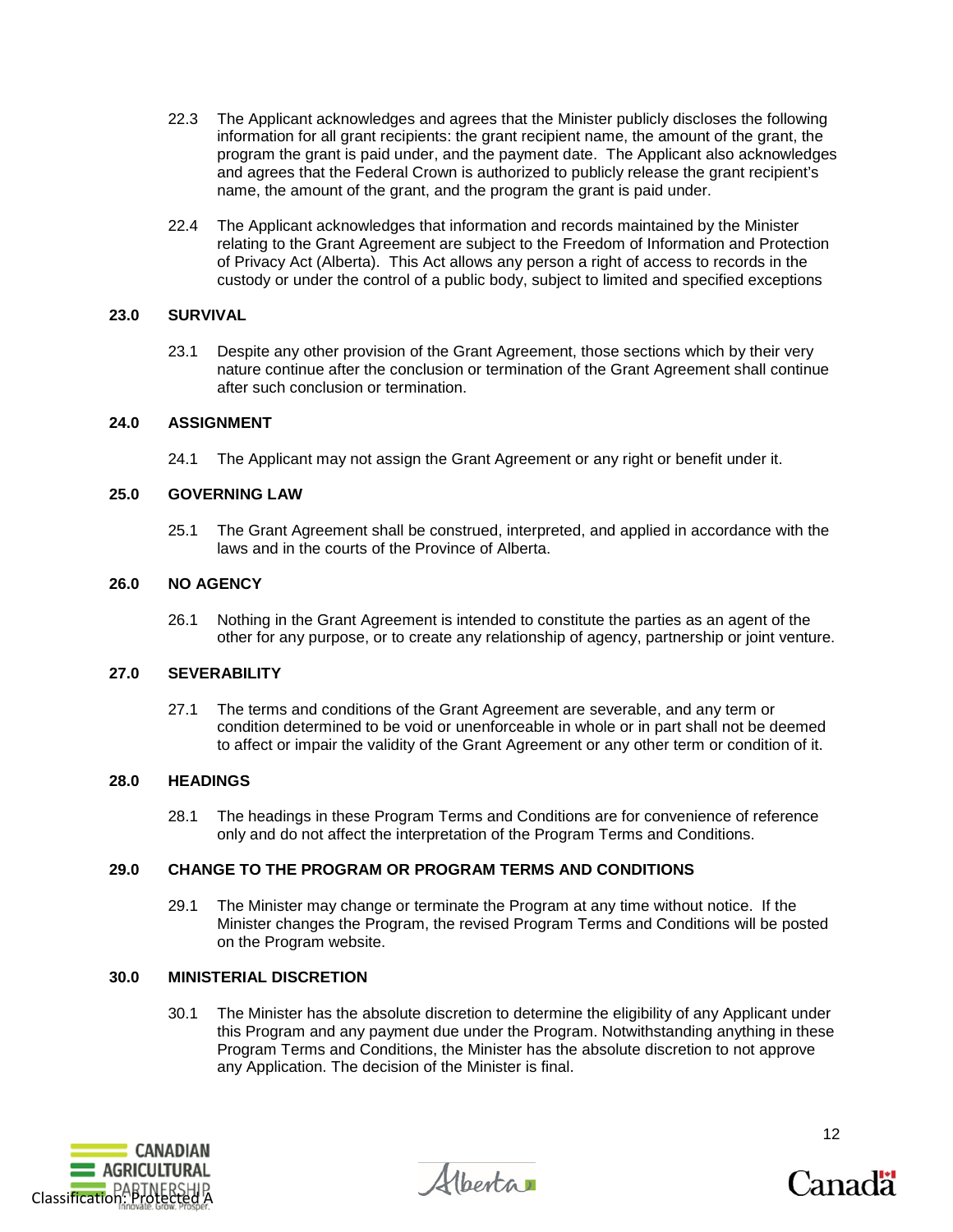22.3 The Applicant acknowledges and agrees that the Minister publicly discloses the following information for all grant recipients: the grant recipient name, the amount of the grant, the program the grant is paid under, and the payment date. The Applicant also acknowledges and agrees that the Federal Crown is authorized to publicly release the grant recipient's name, the amount of the grant, and the program the grant is paid under.

22.4 The Applicant acknowledges that information and records maintained by the Minister relating to the Grant Agreement are subject to the Freedom of Information and Protection of Privacy Act (Alberta). This Act allows any person a right of access to records in the custody or under the control of a public body, subject to limited and specified exceptions

## 23.0 SURVIVAL

23.1 Despite any other provision of the Grant Agreement, those sections which by their very nature continue after the conclusion or termination of the Grant Agreement shall continue after such conclusion or termination.

## 24.0 ASSIGNMENT

24.1 The Applicant may not assign the Grant Agreement or any right or benefit under it.

## 25.0 GOVERNING LAW

25.1 The Grant Agreement shall be construed, interpreted, and applied in accordance with the laws and in the courts of the Province of Alberta.

## 26.0 NO AGENCY

26.1 Nothing in the Grant Agreement is intended to constitute the parties as an agent of the other for any purpose, or to create any relationship of agency, partnership or joint venture.

## 27.0 SEVERABILITY

27.1 The terms and conditions of the Grant Agreement are severable, and any term or condition determined to be void or unenforceable in whole or in part shall not be deemed to affect or impair the validity of the Grant Agreement or any other term or condition of it.

## 28.0 HEADINGS

28.1 The headings in these Program Terms and Conditions are for convenience of reference only and do not affect the interpretation of the Program Terms and Conditions.

## 29.0 CHANGE TO THE PROGRAM OR PROGRAM TERMS AND CONDITIONS

29.1 The Minister may change or terminate the Program at any time without notice. If the Minister changes the Program, the revised Program Terms and Conditions will be posted on the Program website.

## 30.0 MINISTERIAL DISCRETION

30.1 The Minister has the absolute discretion to determine the eligibility of any Applicant under this Program and any payment due under the Program. Notwithstanding anything in these Program Terms and Conditions, the Minister has the absolute discretion to not approve any Application. The decision of the Minister is final.

Classification: Protected A